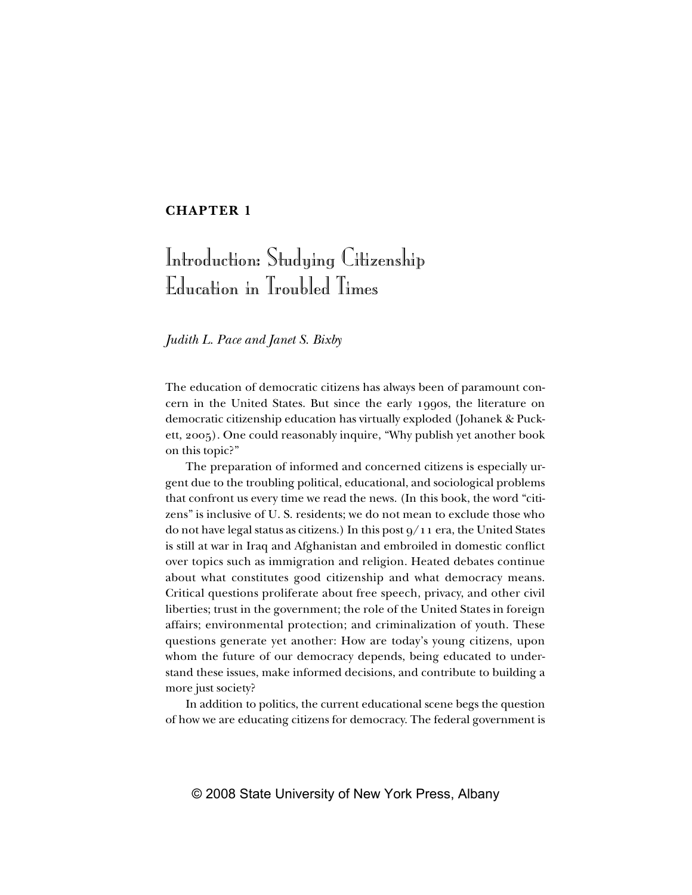**CHAPTER 1**

# Introduction: Studying Citizenship Education in Troubled Times

*Judith L. Pace and Janet S. Bixby*

The education of democratic citizens has always been of paramount concern in the United States. But since the early 1990s, the literature on democratic citizenship education has virtually exploded (Johanek & Puckett, 2005). One could reasonably inquire, "Why publish yet another book on this topic?"

The preparation of informed and concerned citizens is especially urgent due to the troubling political, educational, and sociological problems that confront us every time we read the news. (In this book, the word "citizens" is inclusive of U. S. residents; we do not mean to exclude those who do not have legal status as citizens.) In this post 9/11 era, the United States is still at war in Iraq and Afghanistan and embroiled in domestic conflict over topics such as immigration and religion. Heated debates continue about what constitutes good citizenship and what democracy means. Critical questions proliferate about free speech, privacy, and other civil liberties; trust in the government; the role of the United States in foreign affairs; environmental protection; and criminalization of youth. These questions generate yet another: How are today's young citizens, upon whom the future of our democracy depends, being educated to understand these issues, make informed decisions, and contribute to building a more just society?

In addition to politics, the current educational scene begs the question of how we are educating citizens for democracy. The federal government is

© 2008 State University of New York Press, Albany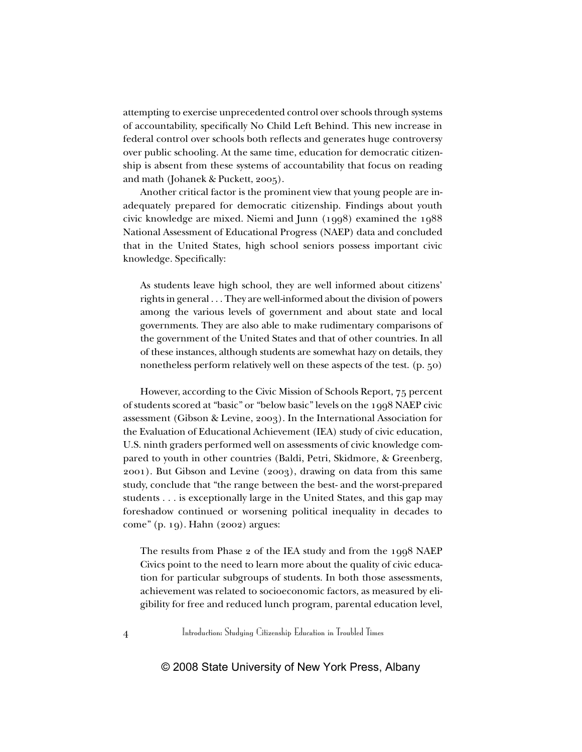attempting to exercise unprecedented control over schools through systems of accountability, specifically No Child Left Behind. This new increase in federal control over schools both reflects and generates huge controversy over public schooling. At the same time, education for democratic citizenship is absent from these systems of accountability that focus on reading and math (Johanek & Puckett, 2005).

Another critical factor is the prominent view that young people are inadequately prepared for democratic citizenship. Findings about youth civic knowledge are mixed. Niemi and Junn (1998) examined the 1988 National Assessment of Educational Progress (NAEP) data and concluded that in the United States, high school seniors possess important civic knowledge. Specifically:

> As students leave high school, they are well informed about citizens' rights in general . . . They are well-informed about the division of powers among the various levels of government and about state and local governments. They are also able to make rudimentary comparisons of the government of the United States and that of other countries. In all of these instances, although students are somewhat hazy on details, they nonetheless perform relatively well on these aspects of the test. (p. 50)

However, according to the Civic Mission of Schools Report, 75 percent of students scored at "basic" or "below basic" levels on the 1998 NAEP civic assessment (Gibson & Levine, 2003). In the International Association for the Evaluation of Educational Achievement (IEA) study of civic education, U.S. ninth graders performed well on assessments of civic knowledge compared to youth in other countries (Baldi, Petri, Skidmore, & Greenberg, 2001). But Gibson and Levine (2003), drawing on data from this same study, conclude that "the range between the best- and the worst-prepared students . . . is exceptionally large in the United States, and this gap may foreshadow continued or worsening political inequality in decades to come" (p. 19). Hahn (2002) argues:

> The results from Phase 2 of the IEA study and from the 1998 NAEP Civics point to the need to learn more about the quality of civic education for particular subgroups of students. In both those assessments, achievement was related to socioeconomic factors, as measured by eligibility for free and reduced lunch program, parental education level,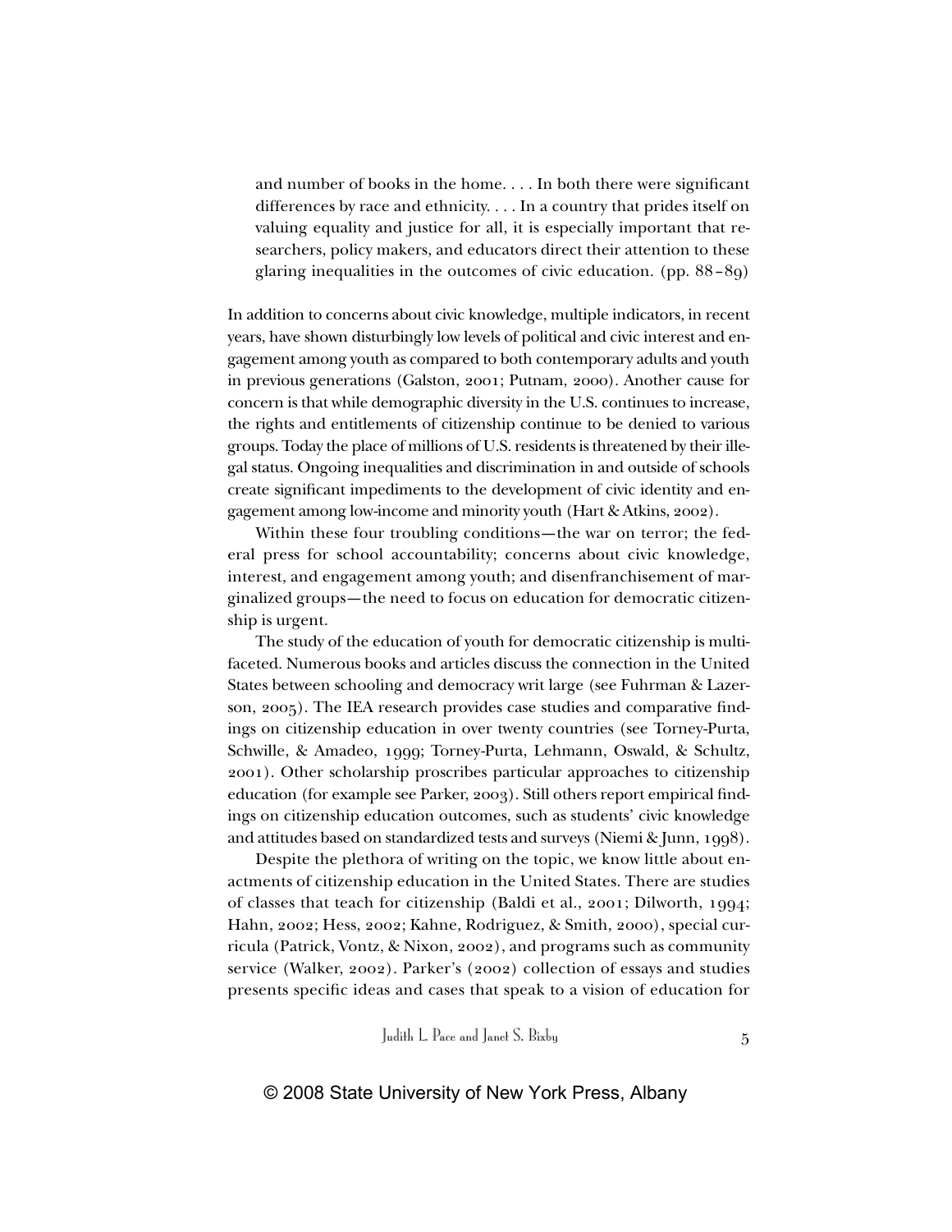> and number of books in the home. . . . In both there were significant differences by race and ethnicity. . . . In a country that prides itself on valuing equality and justice for all, it is especially important that researchers, policy makers, and educators direct their attention to these glaring inequalities in the outcomes of civic education. (pp. 88–89)

In addition to concerns about civic knowledge, multiple indicators, in recent years, have shown disturbingly low levels of political and civic interest and engagement among youth as compared to both contemporary adults and youth in previous generations (Galston, 2001; Putnam, 2000). Another cause for concern is that while demographic diversity in the U.S. continues to increase, the rights and entitlements of citizenship continue to be denied to various groups. Today the place of millions of U.S. residents is threatened by their illegal status. Ongoing inequalities and discrimination in and outside of schools create significant impediments to the development of civic identity and engagement among low-income and minority youth (Hart & Atkins, 2002).

Within these four troubling conditions—the war on terror; the federal press for school accountability; concerns about civic knowledge, interest, and engagement among youth; and disenfranchisement of marginalized groups—the need to focus on education for democratic citizenship is urgent.

The study of the education of youth for democratic citizenship is multifaceted. Numerous books and articles discuss the connection in the United States between schooling and democracy writ large (see Fuhrman & Lazerson, 2005). The IEA research provides case studies and comparative findings on citizenship education in over twenty countries (see Torney-Purta, Schwille, & Amadeo, 1999; Torney-Purta, Lehmann, Oswald, & Schultz, 2001). Other scholarship proscribes particular approaches to citizenship education (for example see Parker, 2003). Still others report empirical findings on citizenship education outcomes, such as students' civic knowledge and attitudes based on standardized tests and surveys (Niemi & Junn, 1998).

Despite the plethora of writing on the topic, we know little about enactments of citizenship education in the United States. There are studies of classes that teach for citizenship (Baldi et al., 2001; Dilworth, 1994; Hahn, 2002; Hess, 2002; Kahne, Rodriguez, & Smith, 2000), special curricula (Patrick, Vontz, & Nixon, 2002), and programs such as community service (Walker, 2002). Parker's (2002) collection of essays and studies presents specific ideas and cases that speak to a vision of education for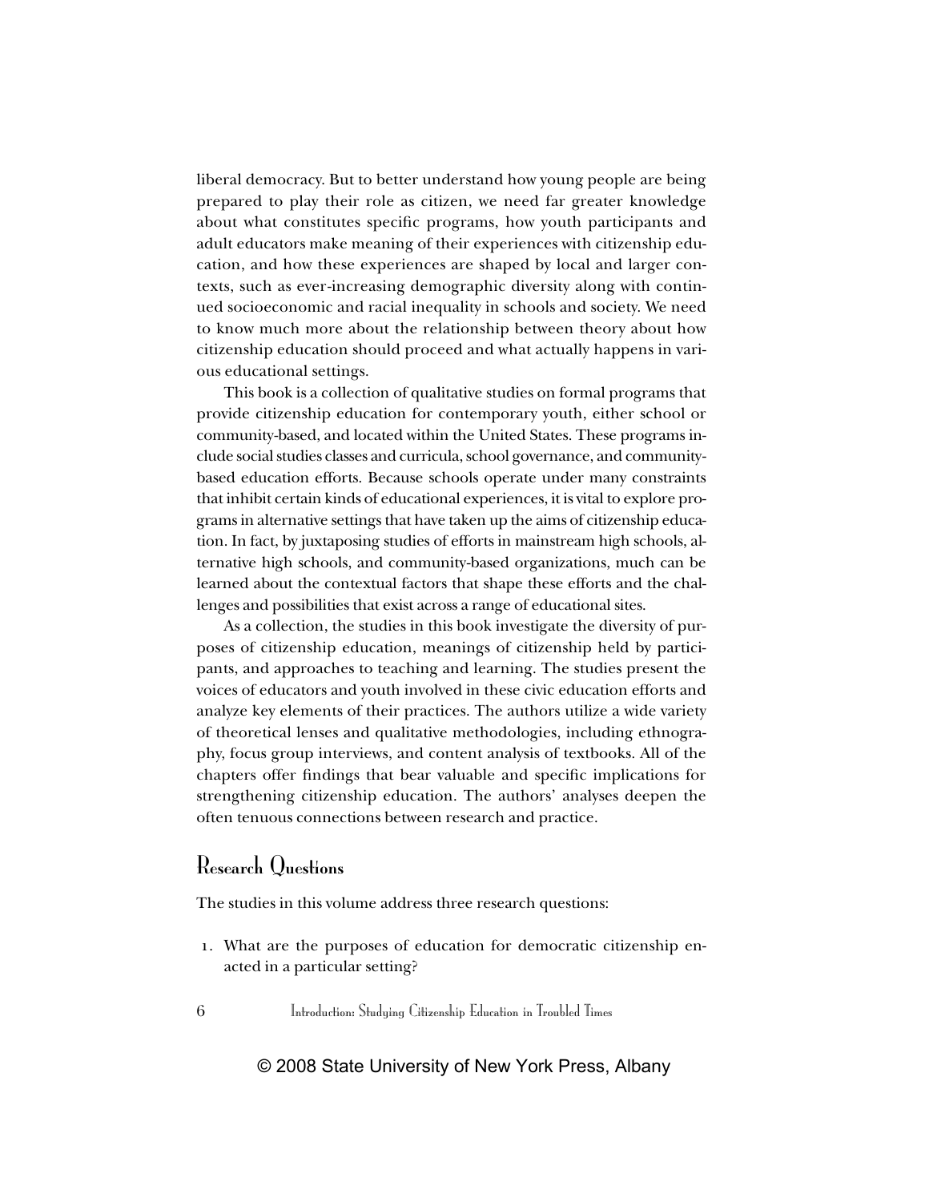liberal democracy. But to better understand how young people are being prepared to play their role as citizen, we need far greater knowledge about what constitutes specific programs, how youth participants and adult educators make meaning of their experiences with citizenship education, and how these experiences are shaped by local and larger contexts, such as ever-increasing demographic diversity along with continued socioeconomic and racial inequality in schools and society. We need to know much more about the relationship between theory about how citizenship education should proceed and what actually happens in various educational settings.

This book is a collection of qualitative studies on formal programs that provide citizenship education for contemporary youth, either school or community-based, and located within the United States. These programs include social studies classes and curricula, school governance, and community-based education efforts. Because schools operate under many constraints that inhibit certain kinds of educational experiences, it is vital to explore programs in alternative settings that have taken up the aims of citizenship education. In fact, by juxtaposing studies of efforts in mainstream high schools, alternative high schools, and community-based organizations, much can be learned about the contextual factors that shape these efforts and the challenges and possibilities that exist across a range of educational sites.

As a collection, the studies in this book investigate the diversity of purposes of citizenship education, meanings of citizenship held by participants, and approaches to teaching and learning. The studies present the voices of educators and youth involved in these civic education efforts and analyze key elements of their practices. The authors utilize a wide variety of theoretical lenses and qualitative methodologies, including ethnography, focus group interviews, and content analysis of textbooks. All of the chapters offer findings that bear valuable and specific implications for strengthening citizenship education. The authors' analyses deepen the often tenuous connections between research and practice.

## Research Questions

The studies in this volume address three research questions:

1. What are the purposes of education for democratic citizenship enacted in a particular setting?

© 2008 State University of New York Press, Albany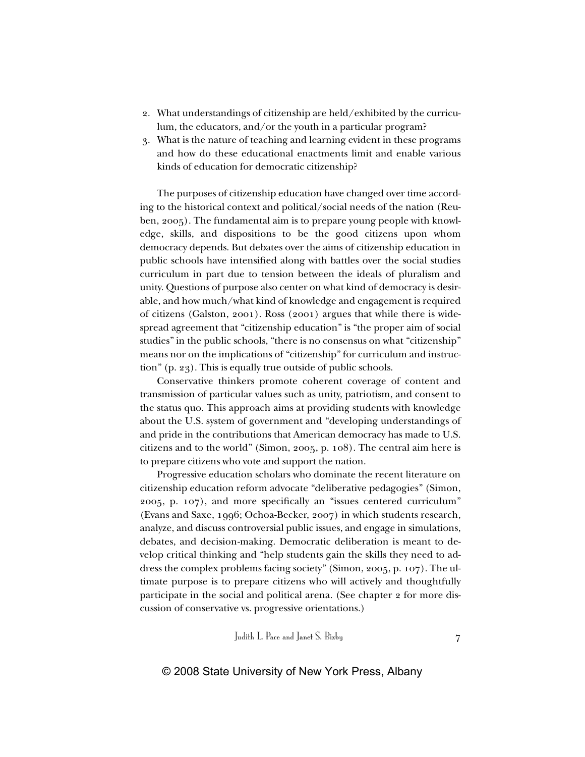2. What understandings of citizenship are held/exhibited by the curriculum, the educators, and/or the youth in a particular program?
3. What is the nature of teaching and learning evident in these programs and how do these educational enactments limit and enable various kinds of education for democratic citizenship?

The purposes of citizenship education have changed over time according to the historical context and political/social needs of the nation (Reuben, 2005). The fundamental aim is to prepare young people with knowledge, skills, and dispositions to be the good citizens upon whom democracy depends. But debates over the aims of citizenship education in public schools have intensified along with battles over the social studies curriculum in part due to tension between the ideals of pluralism and unity. Questions of purpose also center on what kind of democracy is desirable, and how much/what kind of knowledge and engagement is required of citizens (Galston, 2001). Ross (2001) argues that while there is widespread agreement that "citizenship education" is "the proper aim of social studies" in the public schools, "there is no consensus on what "citizenship" means nor on the implications of "citizenship" for curriculum and instruction" (p. 23). This is equally true outside of public schools.

Conservative thinkers promote coherent coverage of content and transmission of particular values such as unity, patriotism, and consent to the status quo. This approach aims at providing students with knowledge about the U.S. system of government and "developing understandings of and pride in the contributions that American democracy has made to U.S. citizens and to the world" (Simon, 2005, p. 108). The central aim here is to prepare citizens who vote and support the nation.

Progressive education scholars who dominate the recent literature on citizenship education reform advocate "deliberative pedagogies" (Simon, 2005, p. 107), and more specifically an "issues centered curriculum" (Evans and Saxe, 1996; Ochoa-Becker, 2007) in which students research, analyze, and discuss controversial public issues, and engage in simulations, debates, and decision-making. Democratic deliberation is meant to develop critical thinking and "help students gain the skills they need to address the complex problems facing society" (Simon, 2005, p. 107). The ultimate purpose is to prepare citizens who will actively and thoughtfully participate in the social and political arena. (See chapter 2 for more discussion of conservative vs. progressive orientations.)

© 2008 State University of New York Press, Albany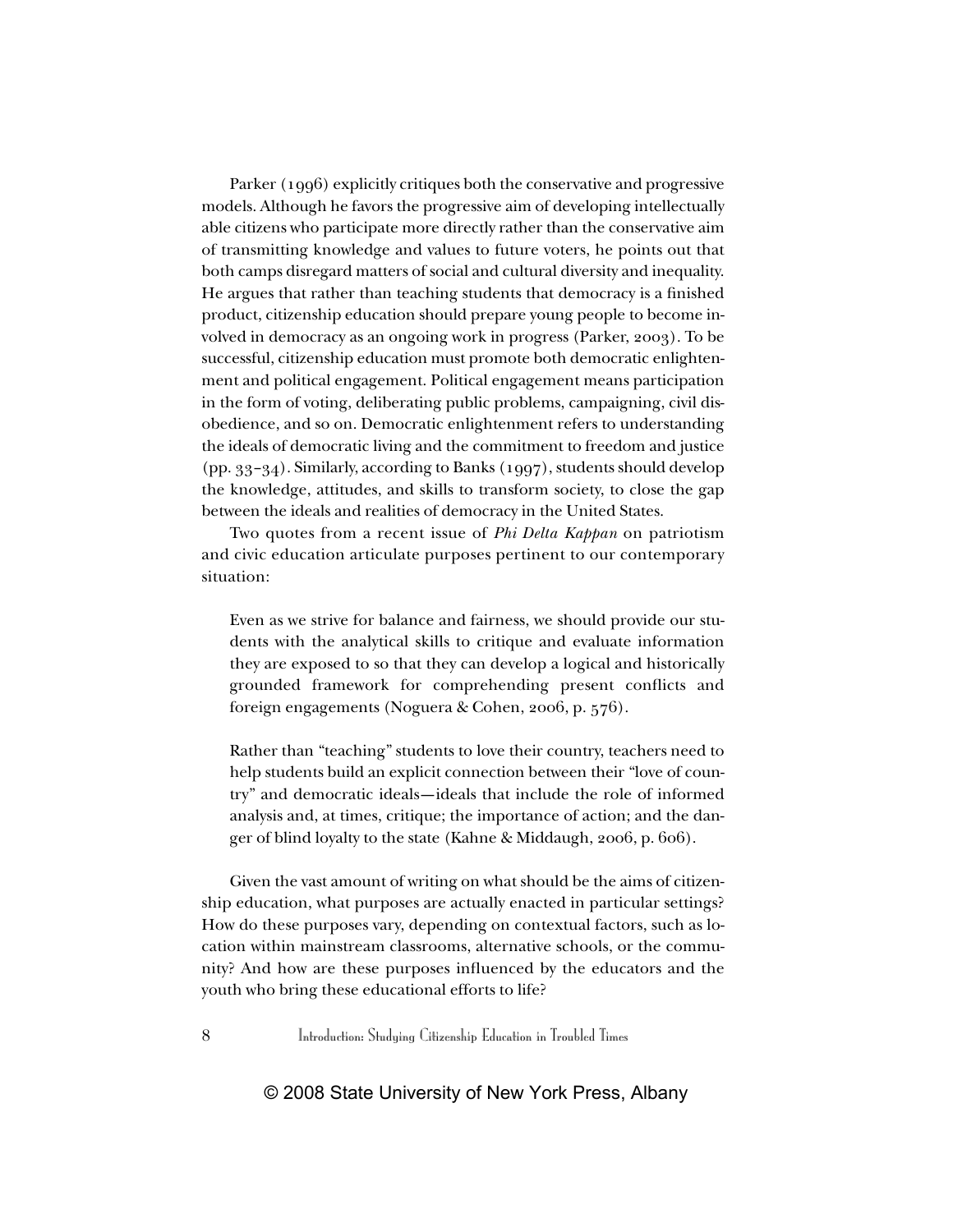Parker (1996) explicitly critiques both the conservative and progressive models. Although he favors the progressive aim of developing intellectually able citizens who participate more directly rather than the conservative aim of transmitting knowledge and values to future voters, he points out that both camps disregard matters of social and cultural diversity and inequality. He argues that rather than teaching students that democracy is a finished product, citizenship education should prepare young people to become involved in democracy as an ongoing work in progress (Parker, 2003). To be successful, citizenship education must promote both democratic enlightenment and political engagement. Political engagement means participation in the form of voting, deliberating public problems, campaigning, civil disobedience, and so on. Democratic enlightenment refers to understanding the ideals of democratic living and the commitment to freedom and justice (pp. 33–34). Similarly, according to Banks (1997), students should develop the knowledge, attitudes, and skills to transform society, to close the gap between the ideals and realities of democracy in the United States.

Two quotes from a recent issue of *Phi Delta Kappan* on patriotism and civic education articulate purposes pertinent to our contemporary situation:

> Even as we strive for balance and fairness, we should provide our students with the analytical skills to critique and evaluate information they are exposed to so that they can develop a logical and historically grounded framework for comprehending present conflicts and foreign engagements (Noguera & Cohen, 2006, p. 576).

> Rather than "teaching" students to love their country, teachers need to help students build an explicit connection between their "love of country" and democratic ideals—ideals that include the role of informed analysis and, at times, critique; the importance of action; and the danger of blind loyalty to the state (Kahne & Middaugh, 2006, p. 606).

Given the vast amount of writing on what should be the aims of citizenship education, what purposes are actually enacted in particular settings? How do these purposes vary, depending on contextual factors, such as location within mainstream classrooms, alternative schools, or the community? And how are these purposes influenced by the educators and the youth who bring these educational efforts to life?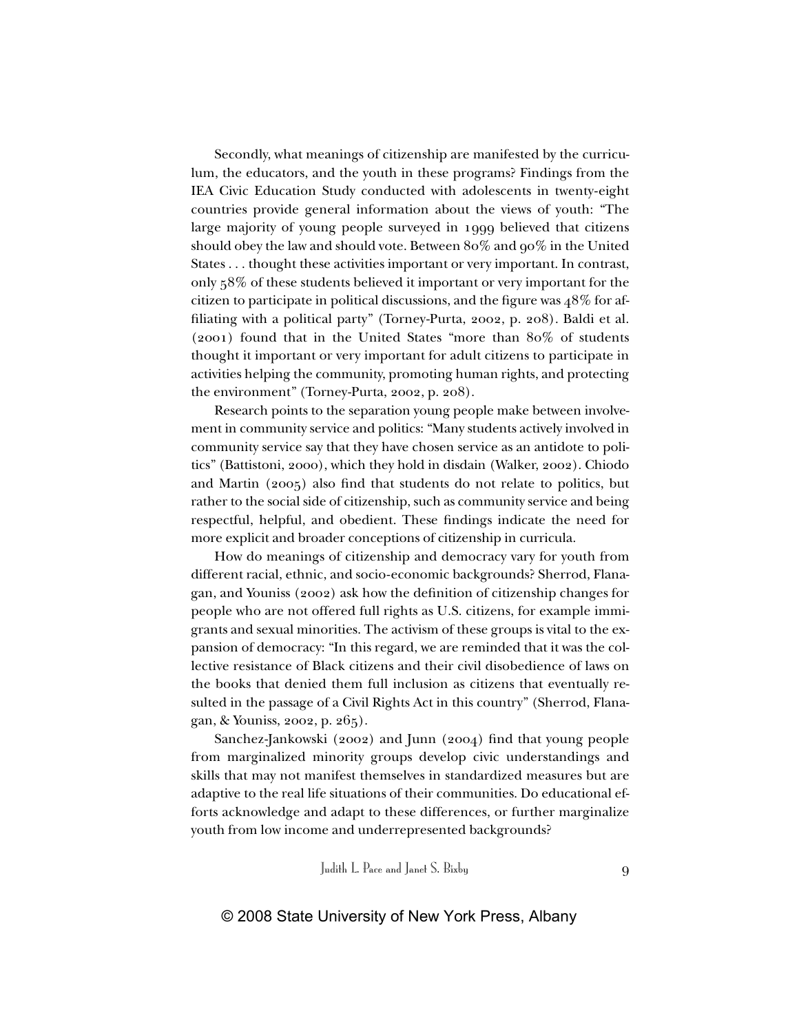Secondly, what meanings of citizenship are manifested by the curriculum, the educators, and the youth in these programs? Findings from the IEA Civic Education Study conducted with adolescents in twenty-eight countries provide general information about the views of youth: "The large majority of young people surveyed in 1999 believed that citizens should obey the law and should vote. Between 80% and 90% in the United States . . . thought these activities important or very important. In contrast, only 58% of these students believed it important or very important for the citizen to participate in political discussions, and the figure was 48% for affiliating with a political party" (Torney-Purta, 2002, p. 208). Baldi et al. (2001) found that in the United States "more than 80% of students thought it important or very important for adult citizens to participate in activities helping the community, promoting human rights, and protecting the environment" (Torney-Purta, 2002, p. 208).

Research points to the separation young people make between involvement in community service and politics: "Many students actively involved in community service say that they have chosen service as an antidote to politics" (Battistoni, 2000), which they hold in disdain (Walker, 2002). Chiodo and Martin (2005) also find that students do not relate to politics, but rather to the social side of citizenship, such as community service and being respectful, helpful, and obedient. These findings indicate the need for more explicit and broader conceptions of citizenship in curricula.

How do meanings of citizenship and democracy vary for youth from different racial, ethnic, and socio-economic backgrounds? Sherrod, Flanagan, and Youniss (2002) ask how the definition of citizenship changes for people who are not offered full rights as U.S. citizens, for example immigrants and sexual minorities. The activism of these groups is vital to the expansion of democracy: "In this regard, we are reminded that it was the collective resistance of Black citizens and their civil disobedience of laws on the books that denied them full inclusion as citizens that eventually resulted in the passage of a Civil Rights Act in this country" (Sherrod, Flanagan, & Youniss, 2002, p. 265).

Sanchez-Jankowski (2002) and Junn (2004) find that young people from marginalized minority groups develop civic understandings and skills that may not manifest themselves in standardized measures but are adaptive to the real life situations of their communities. Do educational efforts acknowledge and adapt to these differences, or further marginalize youth from low income and underrepresented backgrounds?

© 2008 State University of New York Press, Albany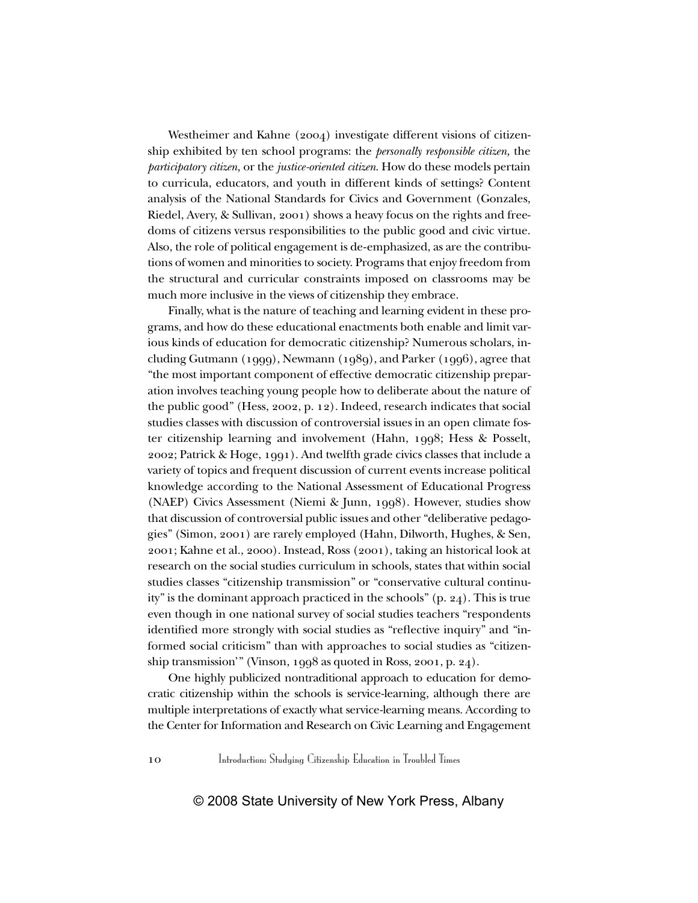Westheimer and Kahne (2004) investigate different visions of citizenship exhibited by ten school programs: the *personally responsible citizen,* the *participatory citizen,* or the *justice-oriented citizen.* How do these models pertain to curricula, educators, and youth in different kinds of settings? Content analysis of the National Standards for Civics and Government (Gonzales, Riedel, Avery, & Sullivan, 2001) shows a heavy focus on the rights and freedoms of citizens versus responsibilities to the public good and civic virtue. Also, the role of political engagement is de-emphasized, as are the contributions of women and minorities to society. Programs that enjoy freedom from the structural and curricular constraints imposed on classrooms may be much more inclusive in the views of citizenship they embrace.

Finally, what is the nature of teaching and learning evident in these programs, and how do these educational enactments both enable and limit various kinds of education for democratic citizenship? Numerous scholars, including Gutmann (1999), Newmann (1989), and Parker (1996), agree that "the most important component of effective democratic citizenship preparation involves teaching young people how to deliberate about the nature of the public good" (Hess, 2002, p. 12). Indeed, research indicates that social studies classes with discussion of controversial issues in an open climate foster citizenship learning and involvement (Hahn, 1998; Hess & Posselt, 2002; Patrick & Hoge, 1991). And twelfth grade civics classes that include a variety of topics and frequent discussion of current events increase political knowledge according to the National Assessment of Educational Progress (NAEP) Civics Assessment (Niemi & Junn, 1998). However, studies show that discussion of controversial public issues and other "deliberative pedagogies" (Simon, 2001) are rarely employed (Hahn, Dilworth, Hughes, & Sen, 2001; Kahne et al., 2000). Instead, Ross (2001), taking an historical look at research on the social studies curriculum in schools, states that within social studies classes "citizenship transmission" or "conservative cultural continuity" is the dominant approach practiced in the schools" (p. 24). This is true even though in one national survey of social studies teachers "respondents identified more strongly with social studies as "reflective inquiry" and "informed social criticism" than with approaches to social studies as "citizenship transmission'" (Vinson, 1998 as quoted in Ross, 2001, p. 24).

One highly publicized nontraditional approach to education for democratic citizenship within the schools is service-learning, although there are multiple interpretations of exactly what service-learning means. According to the Center for Information and Research on Civic Learning and Engagement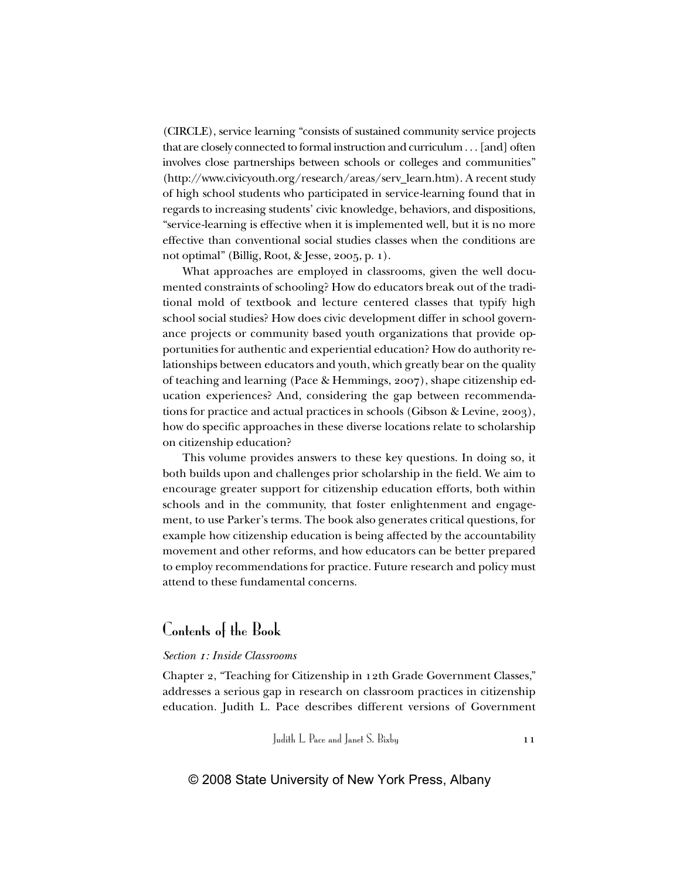(CIRCLE), service learning "consists of sustained community service projects that are closely connected to formal instruction and curriculum . . . [and] often involves close partnerships between schools or colleges and communities" (http://www.civicyouth.org/research/areas/serv_learn.htm). A recent study of high school students who participated in service-learning found that in regards to increasing students' civic knowledge, behaviors, and dispositions, "service-learning is effective when it is implemented well, but it is no more effective than conventional social studies classes when the conditions are not optimal" (Billig, Root, & Jesse, 2005, p. 1).

What approaches are employed in classrooms, given the well documented constraints of schooling? How do educators break out of the traditional mold of textbook and lecture centered classes that typify high school social studies? How does civic development differ in school governance projects or community based youth organizations that provide opportunities for authentic and experiential education? How do authority relationships between educators and youth, which greatly bear on the quality of teaching and learning (Pace & Hemmings, 2007), shape citizenship education experiences? And, considering the gap between recommendations for practice and actual practices in schools (Gibson & Levine, 2003), how do specific approaches in these diverse locations relate to scholarship on citizenship education?

This volume provides answers to these key questions. In doing so, it both builds upon and challenges prior scholarship in the field. We aim to encourage greater support for citizenship education efforts, both within schools and in the community, that foster enlightenment and engagement, to use Parker's terms. The book also generates critical questions, for example how citizenship education is being affected by the accountability movement and other reforms, and how educators can be better prepared to employ recommendations for practice. Future research and policy must attend to these fundamental concerns.

## Contents of the Book

*Section 1: Inside Classrooms*

Chapter 2, "Teaching for Citizenship in 12th Grade Government Classes," addresses a serious gap in research on classroom practices in citizenship education. Judith L. Pace describes different versions of Government

© 2008 State University of New York Press, Albany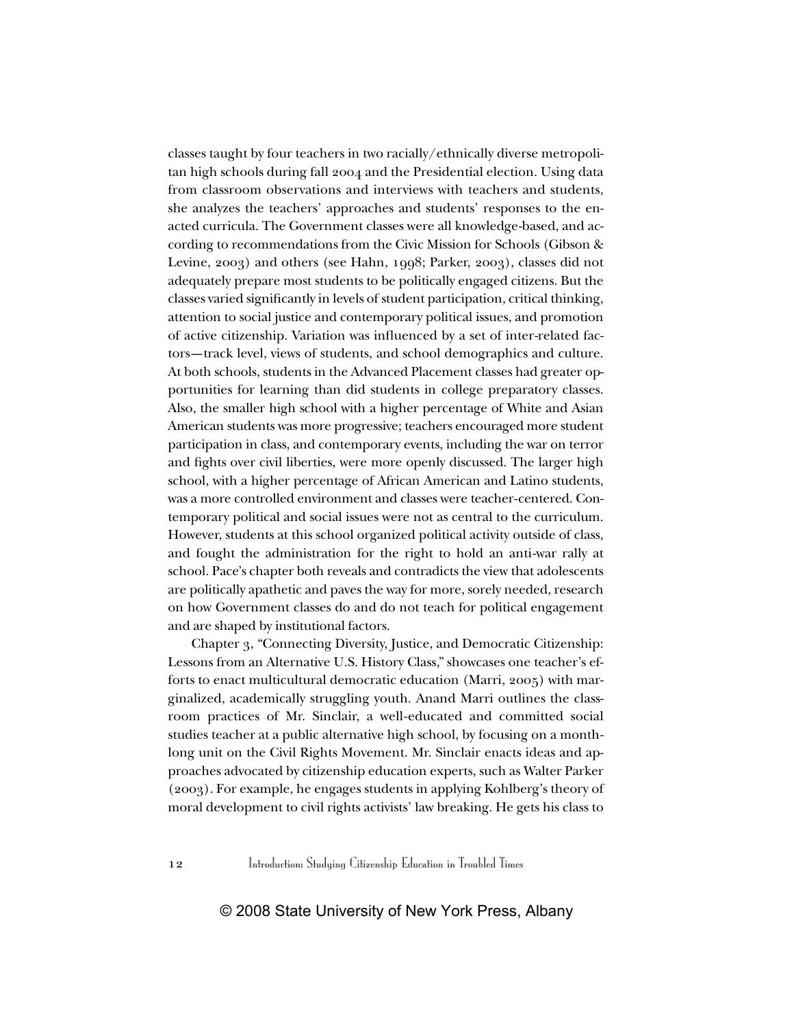classes taught by four teachers in two racially/ethnically diverse metropolitan high schools during fall 2004 and the Presidential election. Using data from classroom observations and interviews with teachers and students, she analyzes the teachers' approaches and students' responses to the enacted curricula. The Government classes were all knowledge-based, and according to recommendations from the Civic Mission for Schools (Gibson & Levine, 2003) and others (see Hahn, 1998; Parker, 2003), classes did not adequately prepare most students to be politically engaged citizens. But the classes varied significantly in levels of student participation, critical thinking, attention to social justice and contemporary political issues, and promotion of active citizenship. Variation was influenced by a set of inter-related factors—track level, views of students, and school demographics and culture. At both schools, students in the Advanced Placement classes had greater opportunities for learning than did students in college preparatory classes. Also, the smaller high school with a higher percentage of White and Asian American students was more progressive; teachers encouraged more student participation in class, and contemporary events, including the war on terror and fights over civil liberties, were more openly discussed. The larger high school, with a higher percentage of African American and Latino students, was a more controlled environment and classes were teacher-centered. Contemporary political and social issues were not as central to the curriculum. However, students at this school organized political activity outside of class, and fought the administration for the right to hold an anti-war rally at school. Pace's chapter both reveals and contradicts the view that adolescents are politically apathetic and paves the way for more, sorely needed, research on how Government classes do and do not teach for political engagement and are shaped by institutional factors.

Chapter 3, "Connecting Diversity, Justice, and Democratic Citizenship: Lessons from an Alternative U.S. History Class," showcases one teacher's efforts to enact multicultural democratic education (Marri, 2005) with marginalized, academically struggling youth. Anand Marri outlines the classroom practices of Mr. Sinclair, a well-educated and committed social studies teacher at a public alternative high school, by focusing on a month-long unit on the Civil Rights Movement. Mr. Sinclair enacts ideas and approaches advocated by citizenship education experts, such as Walter Parker (2003). For example, he engages students in applying Kohlberg's theory of moral development to civil rights activists' law breaking. He gets his class to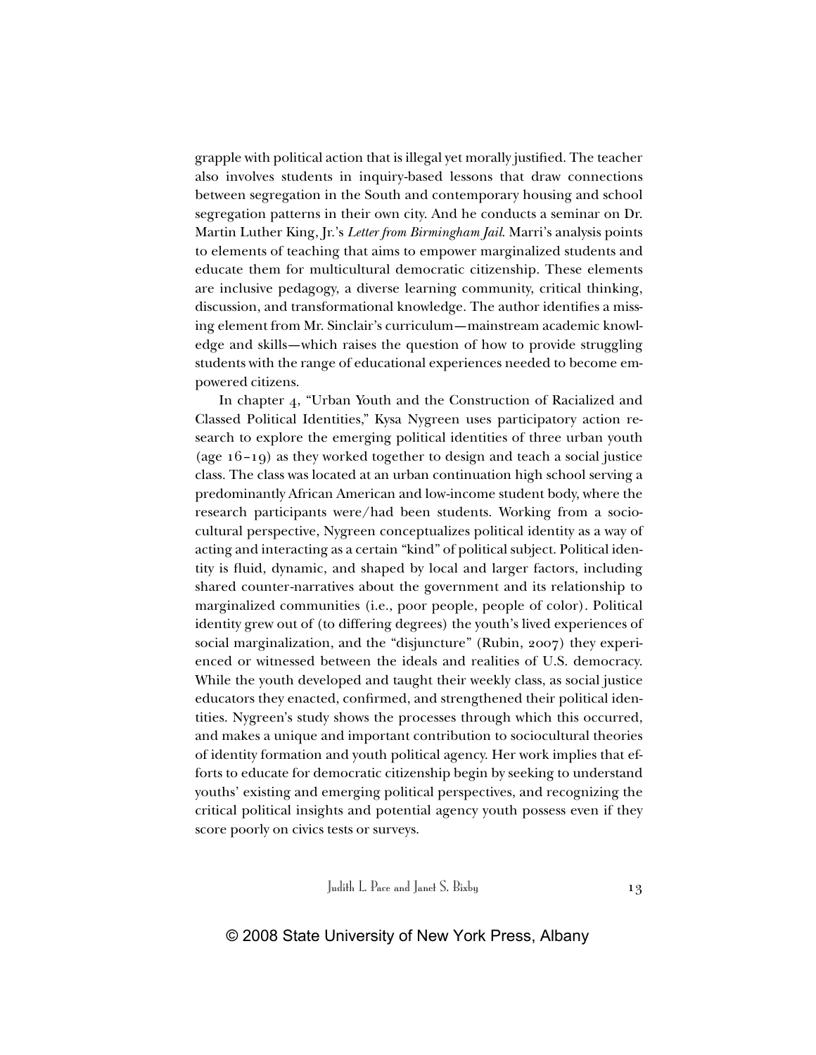grapple with political action that is illegal yet morally justified. The teacher also involves students in inquiry-based lessons that draw connections between segregation in the South and contemporary housing and school segregation patterns in their own city. And he conducts a seminar on Dr. Martin Luther King, Jr.'s *Letter from Birmingham Jail*. Marri's analysis points to elements of teaching that aims to empower marginalized students and educate them for multicultural democratic citizenship. These elements are inclusive pedagogy, a diverse learning community, critical thinking, discussion, and transformational knowledge. The author identifies a missing element from Mr. Sinclair's curriculum—mainstream academic knowledge and skills—which raises the question of how to provide struggling students with the range of educational experiences needed to become empowered citizens.

In chapter 4, "Urban Youth and the Construction of Racialized and Classed Political Identities," Kysa Nygreen uses participatory action research to explore the emerging political identities of three urban youth (age 16–19) as they worked together to design and teach a social justice class. The class was located at an urban continuation high school serving a predominantly African American and low-income student body, where the research participants were/had been students. Working from a sociocultural perspective, Nygreen conceptualizes political identity as a way of acting and interacting as a certain "kind" of political subject. Political identity is fluid, dynamic, and shaped by local and larger factors, including shared counter-narratives about the government and its relationship to marginalized communities (i.e., poor people, people of color). Political identity grew out of (to differing degrees) the youth's lived experiences of social marginalization, and the "disjuncture" (Rubin, 2007) they experienced or witnessed between the ideals and realities of U.S. democracy. While the youth developed and taught their weekly class, as social justice educators they enacted, confirmed, and strengthened their political identities. Nygreen's study shows the processes through which this occurred, and makes a unique and important contribution to sociocultural theories of identity formation and youth political agency. Her work implies that efforts to educate for democratic citizenship begin by seeking to understand youths' existing and emerging political perspectives, and recognizing the critical political insights and potential agency youth possess even if they score poorly on civics tests or surveys.

© 2008 State University of New York Press, Albany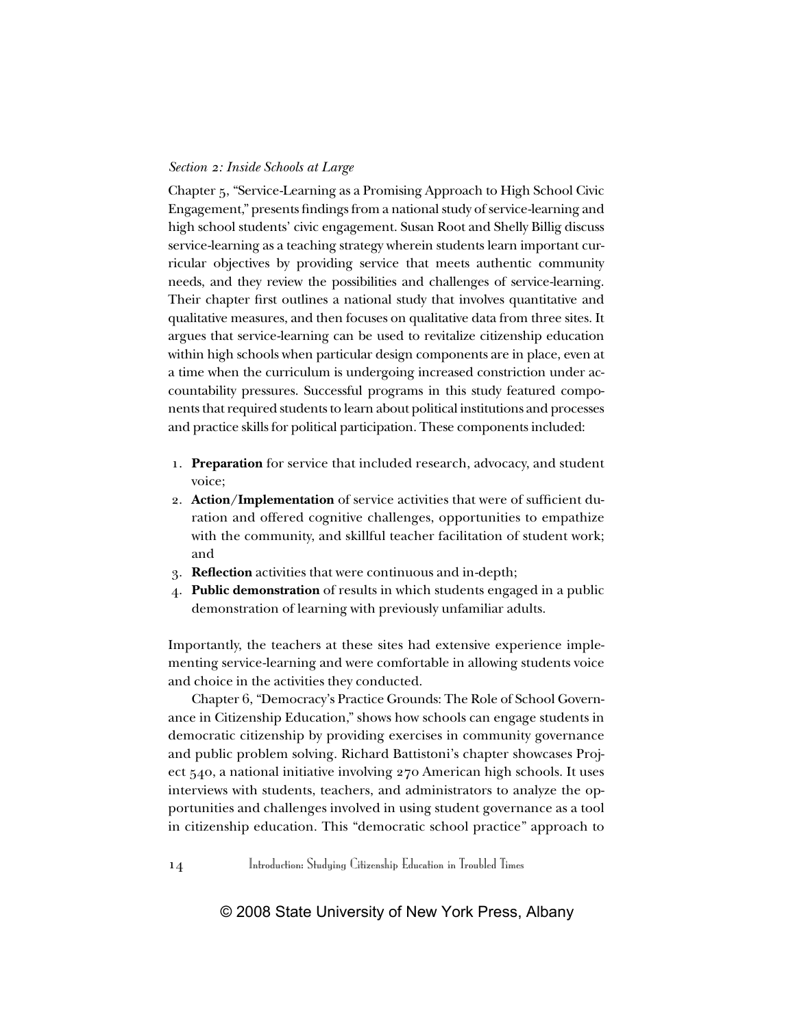*Section 2: Inside Schools at Large*

Chapter 5, "Service-Learning as a Promising Approach to High School Civic Engagement," presents findings from a national study of service-learning and high school students' civic engagement. Susan Root and Shelly Billig discuss service-learning as a teaching strategy wherein students learn important curricular objectives by providing service that meets authentic community needs, and they review the possibilities and challenges of service-learning. Their chapter first outlines a national study that involves quantitative and qualitative measures, and then focuses on qualitative data from three sites. It argues that service-learning can be used to revitalize citizenship education within high schools when particular design components are in place, even at a time when the curriculum is undergoing increased constriction under accountability pressures. Successful programs in this study featured components that required students to learn about political institutions and processes and practice skills for political participation. These components included:

1. **Preparation** for service that included research, advocacy, and student voice;
2. **Action/Implementation** of service activities that were of sufficient duration and offered cognitive challenges, opportunities to empathize with the community, and skillful teacher facilitation of student work; and
3. **Reflection** activities that were continuous and in-depth;
4. **Public demonstration** of results in which students engaged in a public demonstration of learning with previously unfamiliar adults.

Importantly, the teachers at these sites had extensive experience implementing service-learning and were comfortable in allowing students voice and choice in the activities they conducted.

Chapter 6, "Democracy's Practice Grounds: The Role of School Governance in Citizenship Education," shows how schools can engage students in democratic citizenship by providing exercises in community governance and public problem solving. Richard Battistoni's chapter showcases Project 540, a national initiative involving 270 American high schools. It uses interviews with students, teachers, and administrators to analyze the opportunities and challenges involved in using student governance as a tool in citizenship education. This "democratic school practice" approach to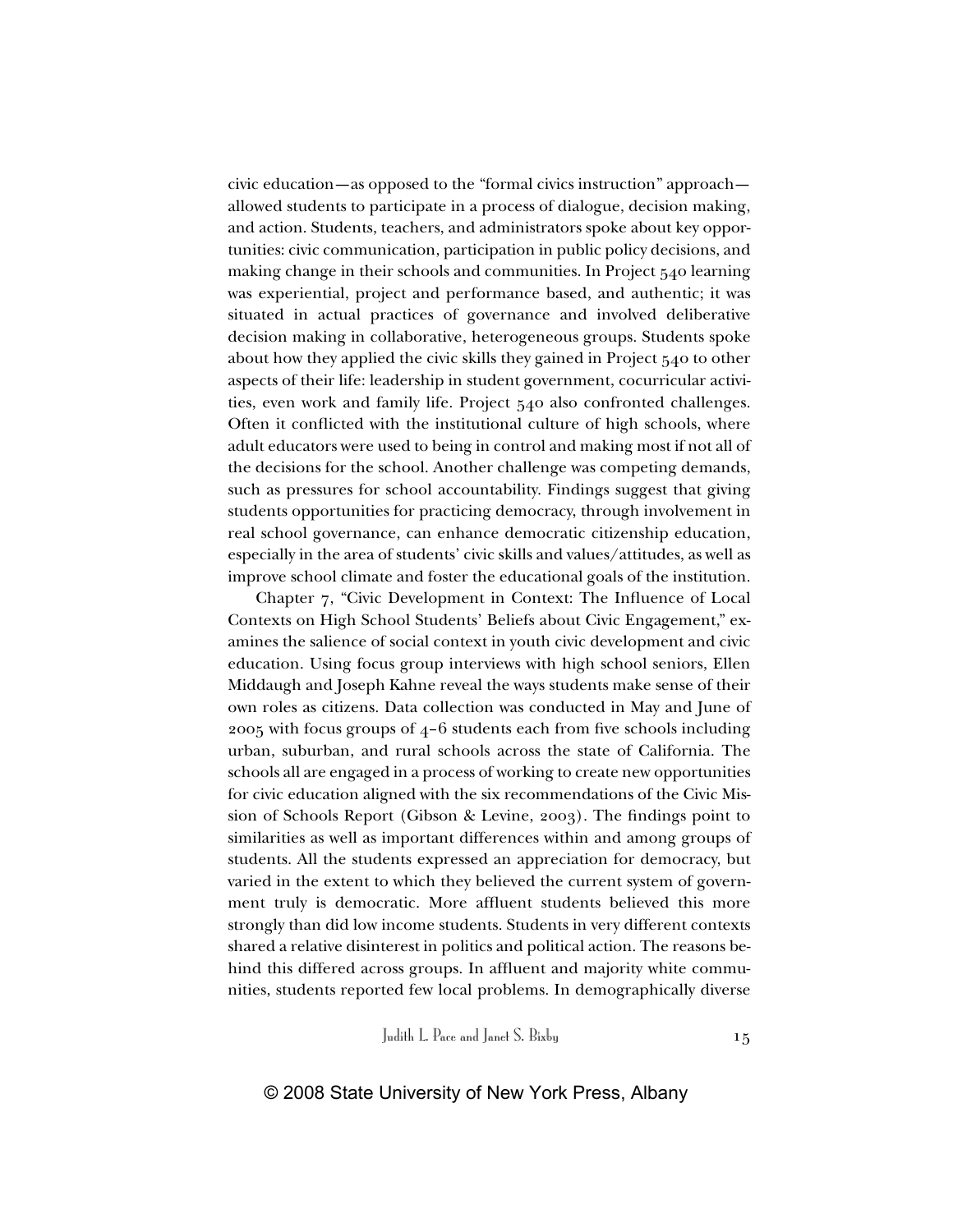civic education—as opposed to the "formal civics instruction" approach—allowed students to participate in a process of dialogue, decision making, and action. Students, teachers, and administrators spoke about key opportunities: civic communication, participation in public policy decisions, and making change in their schools and communities. In Project 540 learning was experiential, project and performance based, and authentic; it was situated in actual practices of governance and involved deliberative decision making in collaborative, heterogeneous groups. Students spoke about how they applied the civic skills they gained in Project 540 to other aspects of their life: leadership in student government, cocurricular activities, even work and family life. Project 540 also confronted challenges. Often it conflicted with the institutional culture of high schools, where adult educators were used to being in control and making most if not all of the decisions for the school. Another challenge was competing demands, such as pressures for school accountability. Findings suggest that giving students opportunities for practicing democracy, through involvement in real school governance, can enhance democratic citizenship education, especially in the area of students' civic skills and values/attitudes, as well as improve school climate and foster the educational goals of the institution.

Chapter 7, "Civic Development in Context: The Influence of Local Contexts on High School Students' Beliefs about Civic Engagement," examines the salience of social context in youth civic development and civic education. Using focus group interviews with high school seniors, Ellen Middaugh and Joseph Kahne reveal the ways students make sense of their own roles as citizens. Data collection was conducted in May and June of 2005 with focus groups of 4–6 students each from five schools including urban, suburban, and rural schools across the state of California. The schools all are engaged in a process of working to create new opportunities for civic education aligned with the six recommendations of the Civic Mission of Schools Report (Gibson & Levine, 2003). The findings point to similarities as well as important differences within and among groups of students. All the students expressed an appreciation for democracy, but varied in the extent to which they believed the current system of government truly is democratic. More affluent students believed this more strongly than did low income students. Students in very different contexts shared a relative disinterest in politics and political action. The reasons behind this differed across groups. In affluent and majority white communities, students reported few local problems. In demographically diverse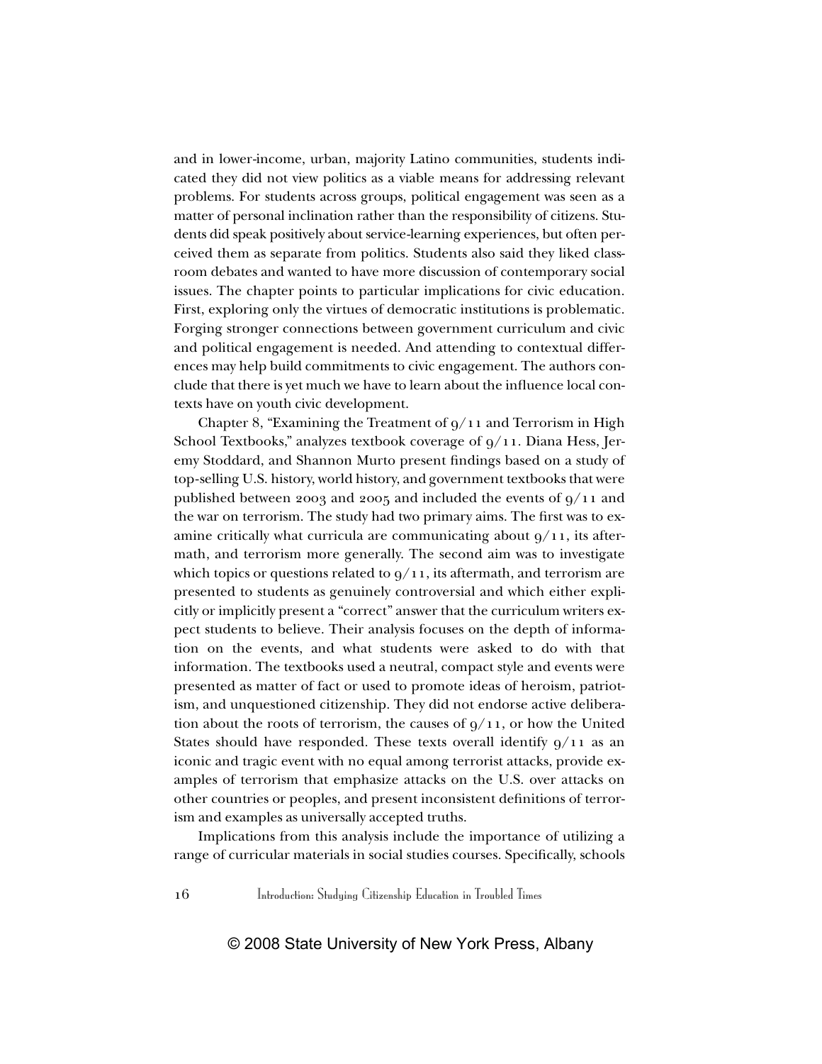and in lower-income, urban, majority Latino communities, students indicated they did not view politics as a viable means for addressing relevant problems. For students across groups, political engagement was seen as a matter of personal inclination rather than the responsibility of citizens. Students did speak positively about service-learning experiences, but often perceived them as separate from politics. Students also said they liked classroom debates and wanted to have more discussion of contemporary social issues. The chapter points to particular implications for civic education. First, exploring only the virtues of democratic institutions is problematic. Forging stronger connections between government curriculum and civic and political engagement is needed. And attending to contextual differences may help build commitments to civic engagement. The authors conclude that there is yet much we have to learn about the influence local contexts have on youth civic development.

Chapter 8, "Examining the Treatment of 9/11 and Terrorism in High School Textbooks," analyzes textbook coverage of 9/11. Diana Hess, Jeremy Stoddard, and Shannon Murto present findings based on a study of top-selling U.S. history, world history, and government textbooks that were published between 2003 and 2005 and included the events of 9/11 and the war on terrorism. The study had two primary aims. The first was to examine critically what curricula are communicating about 9/11, its aftermath, and terrorism more generally. The second aim was to investigate which topics or questions related to 9/11, its aftermath, and terrorism are presented to students as genuinely controversial and which either explicitly or implicitly present a "correct" answer that the curriculum writers expect students to believe. Their analysis focuses on the depth of information on the events, and what students were asked to do with that information. The textbooks used a neutral, compact style and events were presented as matter of fact or used to promote ideas of heroism, patriotism, and unquestioned citizenship. They did not endorse active deliberation about the roots of terrorism, the causes of 9/11, or how the United States should have responded. These texts overall identify 9/11 as an iconic and tragic event with no equal among terrorist attacks, provide examples of terrorism that emphasize attacks on the U.S. over attacks on other countries or peoples, and present inconsistent definitions of terrorism and examples as universally accepted truths.

Implications from this analysis include the importance of utilizing a range of curricular materials in social studies courses. Specifically, schools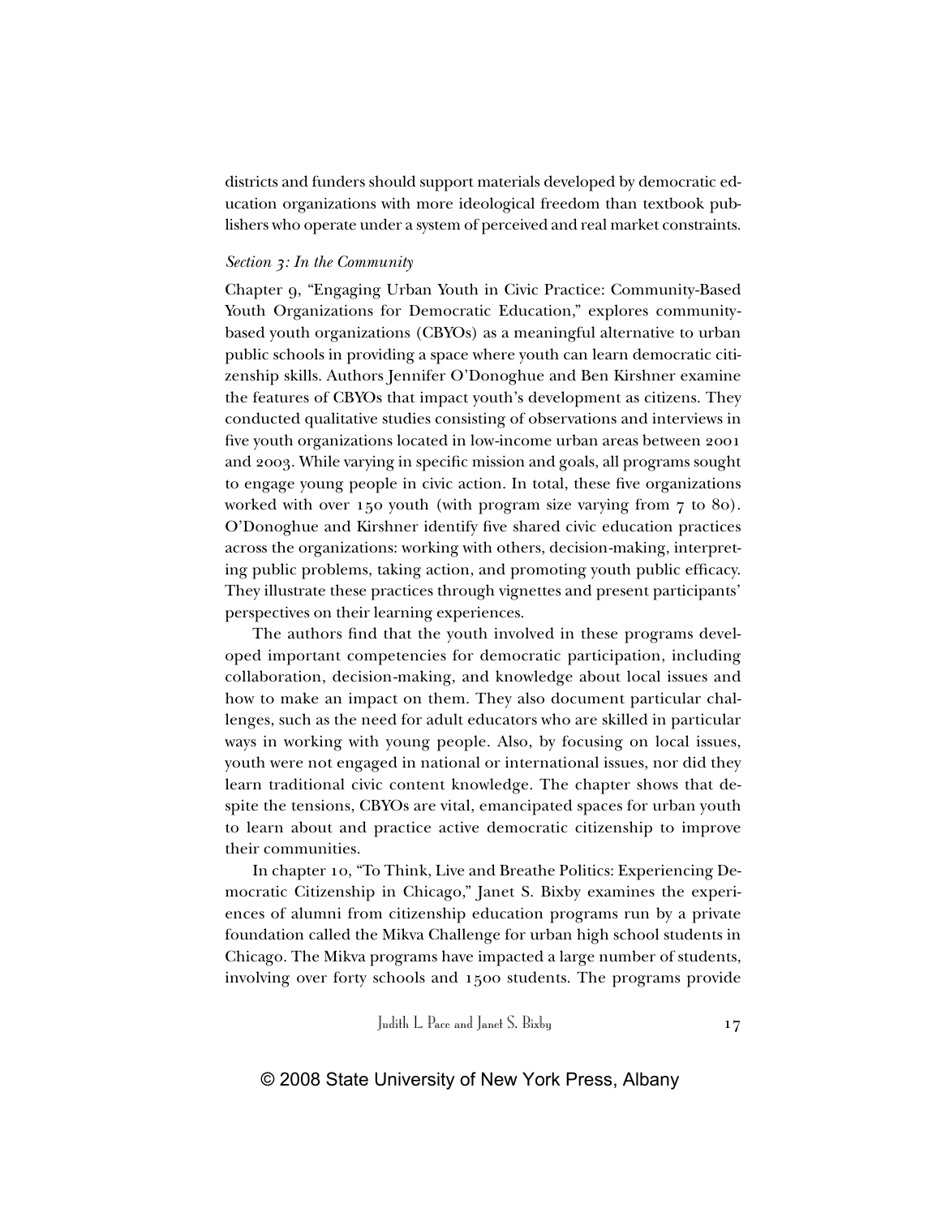districts and funders should support materials developed by democratic education organizations with more ideological freedom than textbook publishers who operate under a system of perceived and real market constraints.

*Section 3: In the Community*

Chapter 9, "Engaging Urban Youth in Civic Practice: Community-Based Youth Organizations for Democratic Education," explores community-based youth organizations (CBYOs) as a meaningful alternative to urban public schools in providing a space where youth can learn democratic citizenship skills. Authors Jennifer O'Donoghue and Ben Kirshner examine the features of CBYOs that impact youth's development as citizens. They conducted qualitative studies consisting of observations and interviews in five youth organizations located in low-income urban areas between 2001 and 2003. While varying in specific mission and goals, all programs sought to engage young people in civic action. In total, these five organizations worked with over 150 youth (with program size varying from 7 to 80). O'Donoghue and Kirshner identify five shared civic education practices across the organizations: working with others, decision-making, interpreting public problems, taking action, and promoting youth public efficacy. They illustrate these practices through vignettes and present participants' perspectives on their learning experiences.

The authors find that the youth involved in these programs developed important competencies for democratic participation, including collaboration, decision-making, and knowledge about local issues and how to make an impact on them. They also document particular challenges, such as the need for adult educators who are skilled in particular ways in working with young people. Also, by focusing on local issues, youth were not engaged in national or international issues, nor did they learn traditional civic content knowledge. The chapter shows that despite the tensions, CBYOs are vital, emancipated spaces for urban youth to learn about and practice active democratic citizenship to improve their communities.

In chapter 10, "To Think, Live and Breathe Politics: Experiencing Democratic Citizenship in Chicago," Janet S. Bixby examines the experiences of alumni from citizenship education programs run by a private foundation called the Mikva Challenge for urban high school students in Chicago. The Mikva programs have impacted a large number of students, involving over forty schools and 1500 students. The programs provide

© 2008 State University of New York Press, Albany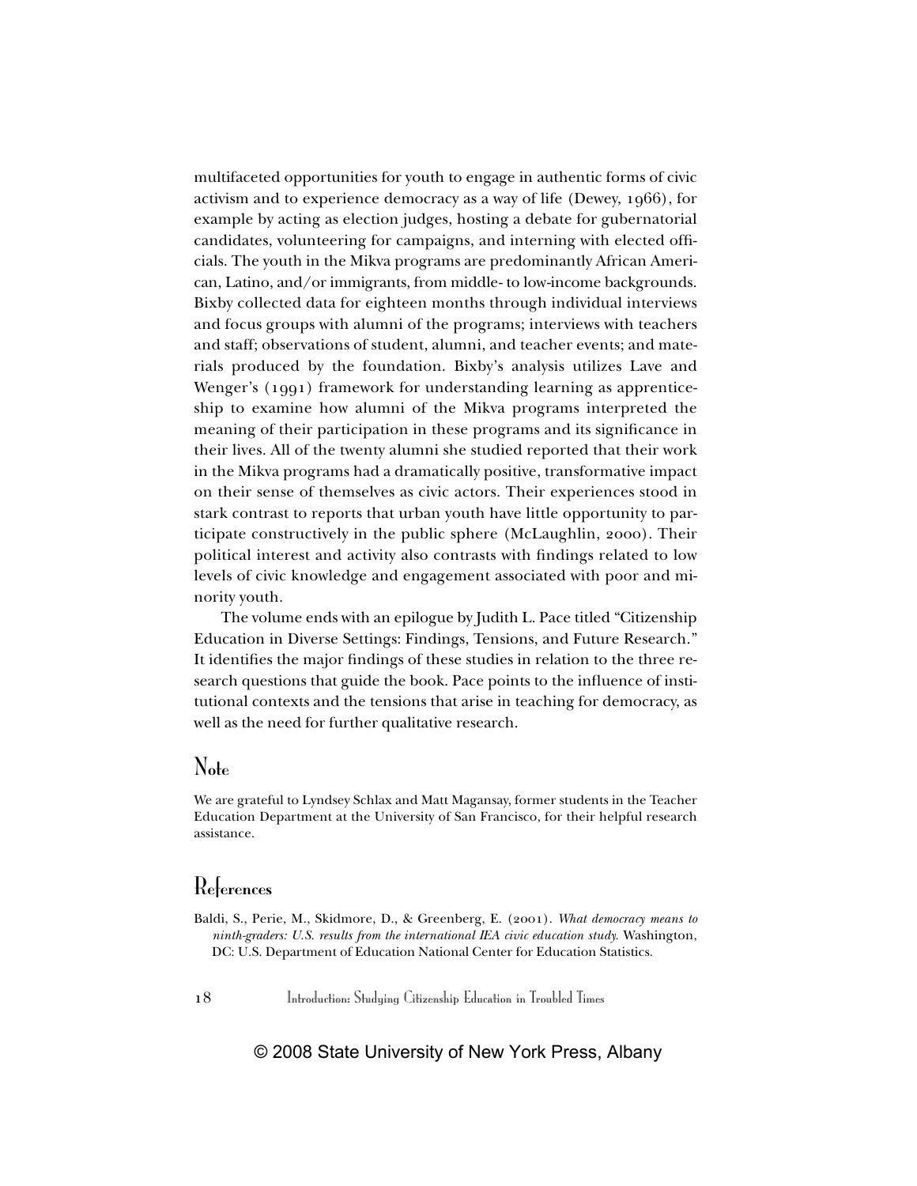multifaceted opportunities for youth to engage in authentic forms of civic activism and to experience democracy as a way of life (Dewey, 1966), for example by acting as election judges, hosting a debate for gubernatorial candidates, volunteering for campaigns, and interning with elected officials. The youth in the Mikva programs are predominantly African American, Latino, and/or immigrants, from middle- to low-income backgrounds. Bixby collected data for eighteen months through individual interviews and focus groups with alumni of the programs; interviews with teachers and staff; observations of student, alumni, and teacher events; and materials produced by the foundation. Bixby's analysis utilizes Lave and Wenger's (1991) framework for understanding learning as apprenticeship to examine how alumni of the Mikva programs interpreted the meaning of their participation in these programs and its significance in their lives. All of the twenty alumni she studied reported that their work in the Mikva programs had a dramatically positive, transformative impact on their sense of themselves as civic actors. Their experiences stood in stark contrast to reports that urban youth have little opportunity to participate constructively in the public sphere (McLaughlin, 2000). Their political interest and activity also contrasts with findings related to low levels of civic knowledge and engagement associated with poor and minority youth.

The volume ends with an epilogue by Judith L. Pace titled "Citizenship Education in Diverse Settings: Findings, Tensions, and Future Research." It identifies the major findings of these studies in relation to the three research questions that guide the book. Pace points to the influence of institutional contexts and the tensions that arise in teaching for democracy, as well as the need for further qualitative research.

## Note

We are grateful to Lyndsey Schlax and Matt Magansay, former students in the Teacher Education Department at the University of San Francisco, for their helpful research assistance.

## References

Baldi, S., Perie, M., Skidmore, D., & Greenberg, E. (2001). *What democracy means to ninth-graders: U.S. results from the international IEA civic education study.* Washington, DC: U.S. Department of Education National Center for Education Statistics.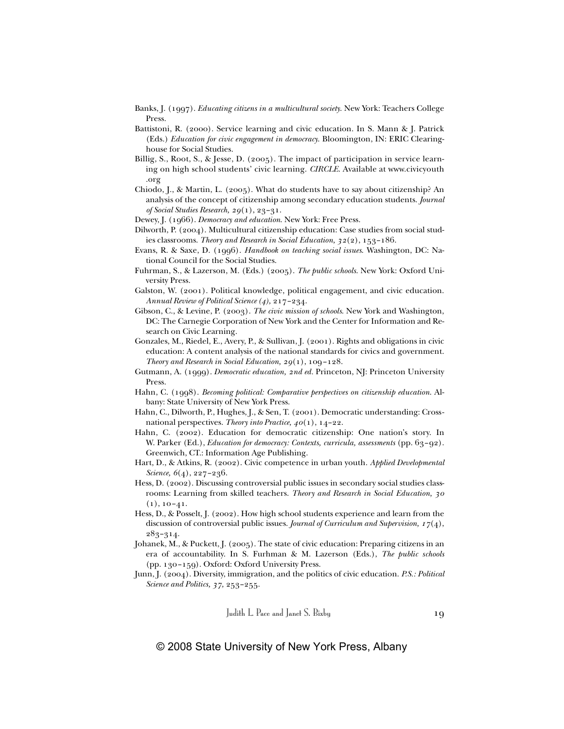Banks, J. (1997). *Educating citizens in a multicultural society*. New York: Teachers College Press.

Battistoni, R. (2000). Service learning and civic education. In S. Mann & J. Patrick (Eds.) *Education for civic engagement in democracy*. Bloomington, IN: ERIC Clearinghouse for Social Studies.

Billig, S., Root, S., & Jesse, D. (2005). The impact of participation in service learning on high school students' civic learning. *CIRCLE*. Available at www.civicyouth.org

Chiodo, J., & Martin, L. (2005). What do students have to say about citizenship? An analysis of the concept of citizenship among secondary education students. *Journal of Social Studies Research, 29*(1), 23–31.

Dewey, J. (1966). *Democracy and education*. New York: Free Press.

Dilworth, P. (2004). Multicultural citizenship education: Case studies from social studies classrooms. *Theory and Research in Social Education, 32*(2), 153–186.

Evans, R. & Saxe, D. (1996). *Handbook on teaching social issues*. Washington, DC: National Council for the Social Studies.

Fuhrman, S., & Lazerson, M. (Eds.) (2005). *The public schools*. New York: Oxford University Press.

Galston, W. (2001). Political knowledge, political engagement, and civic education. *Annual Review of Political Science (4)*, 217–234.

Gibson, C., & Levine, P. (2003). *The civic mission of schools*. New York and Washington, DC: The Carnegie Corporation of New York and the Center for Information and Research on Civic Learning.

Gonzales, M., Riedel, E., Avery, P., & Sullivan, J. (2001). Rights and obligations in civic education: A content analysis of the national standards for civics and government. *Theory and Research in Social Education, 29*(1), 109–128.

Gutmann, A. (1999). *Democratic education, 2nd ed*. Princeton, NJ: Princeton University Press.

Hahn, C. (1998). *Becoming political: Comparative perspectives on citizenship education*. Albany: State University of New York Press.

Hahn, C., Dilworth, P., Hughes, J., & Sen, T. (2001). Democratic understanding: Cross-national perspectives. *Theory into Practice, 40*(1), 14–22.

Hahn, C. (2002). Education for democratic citizenship: One nation's story. In W. Parker (Ed.), *Education for democracy: Contexts, curricula, assessments* (pp. 63–92). Greenwich, CT.: Information Age Publishing.

Hart, D., & Atkins, R. (2002). Civic competence in urban youth. *Applied Developmental Science, 6*(4), 227–236.

Hess, D. (2002). Discussing controversial public issues in secondary social studies classrooms: Learning from skilled teachers. *Theory and Research in Social Education, 30* (1), 10–41.

Hess, D., & Posselt, J. (2002). How high school students experience and learn from the discussion of controversial public issues. *Journal of Curriculum and Supervision, 17*(4), 283–314.

Johanek, M., & Puckett, J. (2005). The state of civic education: Preparing citizens in an era of accountability. In S. Furhman & M. Lazerson (Eds.), *The public schools* (pp. 130–159). Oxford: Oxford University Press.

Junn, J. (2004). Diversity, immigration, and the politics of civic education. *P.S.: Political Science and Politics, 37*, 253–255.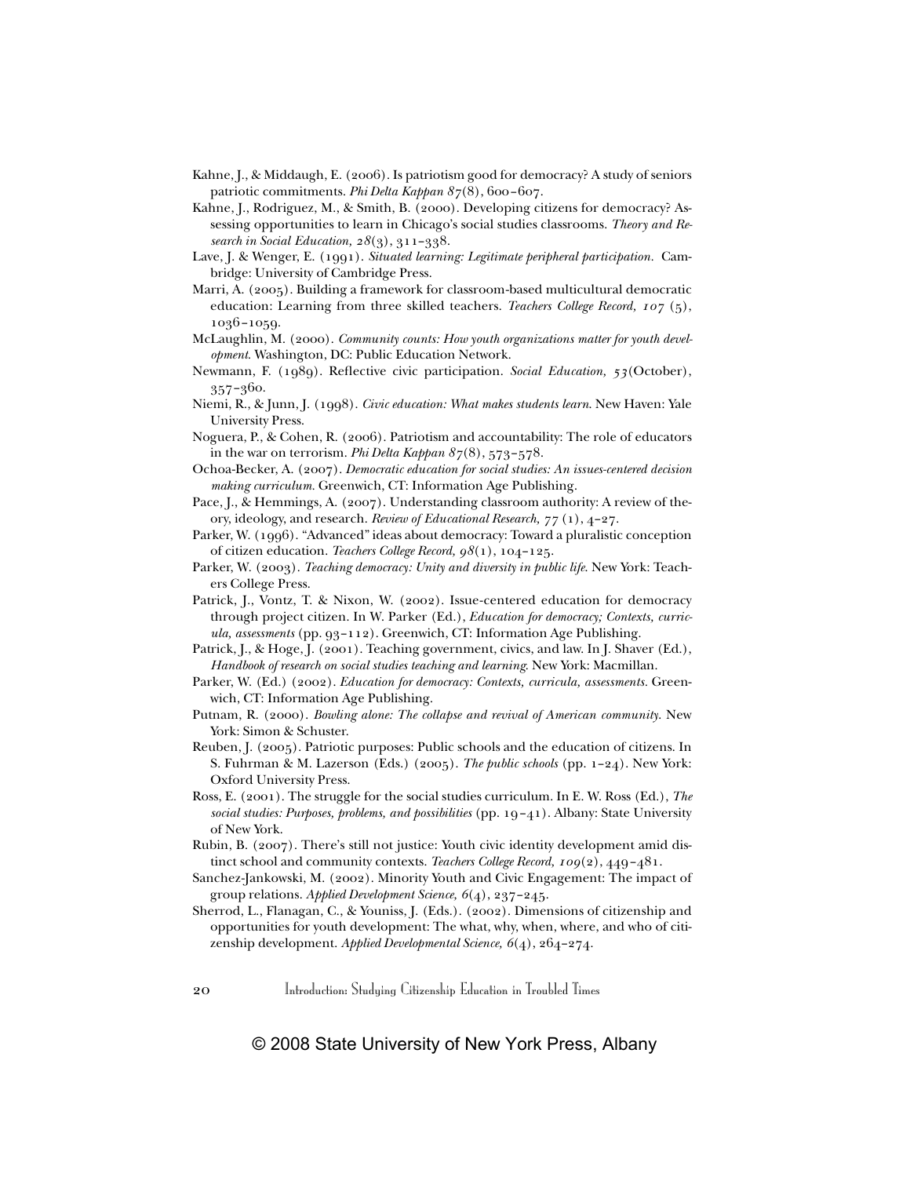Kahne, J., & Middaugh, E. (2006). Is patriotism good for democracy? A study of seniors patriotic commitments. *Phi Delta Kappan 87*(8), 600–607.

Kahne, J., Rodriguez, M., & Smith, B. (2000). Developing citizens for democracy? Assessing opportunities to learn in Chicago's social studies classrooms. *Theory and Research in Social Education, 28*(3), 311–338.

Lave, J. & Wenger, E. (1991). *Situated learning: Legitimate peripheral participation*. Cambridge: University of Cambridge Press.

Marri, A. (2005). Building a framework for classroom-based multicultural democratic education: Learning from three skilled teachers. *Teachers College Record, 107* (5), 1036–1059.

McLaughlin, M. (2000). *Community counts: How youth organizations matter for youth development*. Washington, DC: Public Education Network.

Newmann, F. (1989). Reflective civic participation. *Social Education, 53*(October), 357–360.

Niemi, R., & Junn, J. (1998). *Civic education: What makes students learn*. New Haven: Yale University Press.

Noguera, P., & Cohen, R. (2006). Patriotism and accountability: The role of educators in the war on terrorism. *Phi Delta Kappan 87*(8), 573–578.

Ochoa-Becker, A. (2007). *Democratic education for social studies: An issues-centered decision making curriculum*. Greenwich, CT: Information Age Publishing.

Pace, J., & Hemmings, A. (2007). Understanding classroom authority: A review of theory, ideology, and research. *Review of Educational Research, 77* (1), 4–27.

Parker, W. (1996). "Advanced" ideas about democracy: Toward a pluralistic conception of citizen education. *Teachers College Record, 98*(1), 104–125.

Parker, W. (2003). *Teaching democracy: Unity and diversity in public life*. New York: Teachers College Press.

Patrick, J., Vontz, T. & Nixon, W. (2002). Issue-centered education for democracy through project citizen. In W. Parker (Ed.), *Education for democracy; Contexts, curricula, assessments* (pp. 93–112). Greenwich, CT: Information Age Publishing.

Patrick, J., & Hoge, J. (2001). Teaching government, civics, and law. In J. Shaver (Ed.), *Handbook of research on social studies teaching and learning*. New York: Macmillan.

Parker, W. (Ed.) (2002). *Education for democracy: Contexts, curricula, assessments*. Greenwich, CT: Information Age Publishing.

Putnam, R. (2000). *Bowling alone: The collapse and revival of American community*. New York: Simon & Schuster.

Reuben, J. (2005). Patriotic purposes: Public schools and the education of citizens. In S. Fuhrman & M. Lazerson (Eds.) (2005). *The public schools* (pp. 1–24). New York: Oxford University Press.

Ross, E. (2001). The struggle for the social studies curriculum. In E. W. Ross (Ed.), *The social studies: Purposes, problems, and possibilities* (pp. 19–41). Albany: State University of New York.

Rubin, B. (2007). There's still not justice: Youth civic identity development amid distinct school and community contexts. *Teachers College Record, 109*(2), 449–481.

Sanchez-Jankowski, M. (2002). Minority Youth and Civic Engagement: The impact of group relations. *Applied Development Science, 6*(4), 237–245.

Sherrod, L., Flanagan, C., & Youniss, J. (Eds.). (2002). Dimensions of citizenship and opportunities for youth development: The what, why, when, where, and who of citizenship development. *Applied Developmental Science, 6*(4), 264–274.

© 2008 State University of New York Press, Albany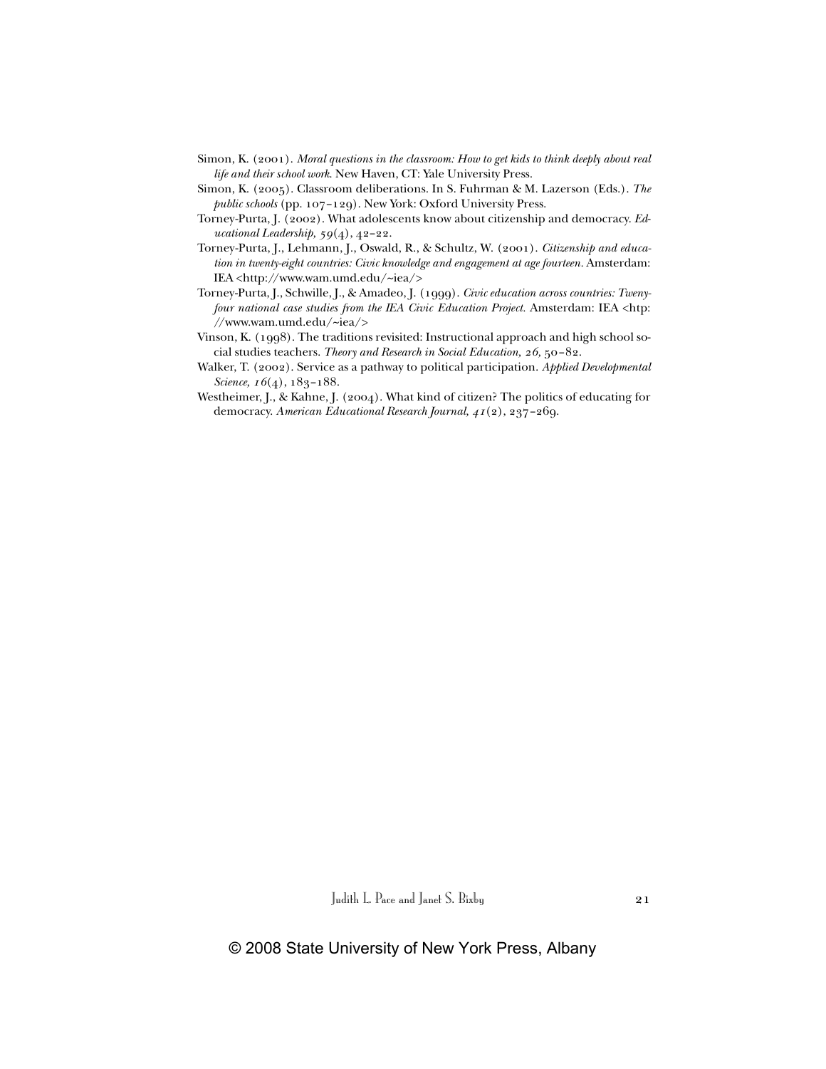Simon, K. (2001). *Moral questions in the classroom: How to get kids to think deeply about real life and their school work.* New Haven, CT: Yale University Press.

Simon, K. (2005). Classroom deliberations. In S. Fuhrman & M. Lazerson (Eds.). *The public schools* (pp. 107–129). New York: Oxford University Press.

Torney-Purta, J. (2002). What adolescents know about citizenship and democracy. *Educational Leadership, 59*(4), 42–22.

Torney-Purta, J., Lehmann, J., Oswald, R., & Schultz, W. (2001). *Citizenship and education in twenty-eight countries: Civic knowledge and engagement at age fourteen.* Amsterdam: IEA <http://www.wam.umd.edu/~iea/>

Torney-Purta, J., Schwille, J., & Amadeo, J. (1999). *Civic education across countries: Tweny-four national case studies from the IEA Civic Education Project.* Amsterdam: IEA <htp://www.wam.umd.edu/~iea/>

Vinson, K. (1998). The traditions revisited: Instructional approach and high school social studies teachers. *Theory and Research in Social Education, 26,* 50–82.

Walker, T. (2002). Service as a pathway to political participation. *Applied Developmental Science, 16*(4), 183–188.

Westheimer, J., & Kahne, J. (2004). What kind of citizen? The politics of educating for democracy. *American Educational Research Journal, 41*(2), 237–269.

© 2008 State University of New York Press, Albany